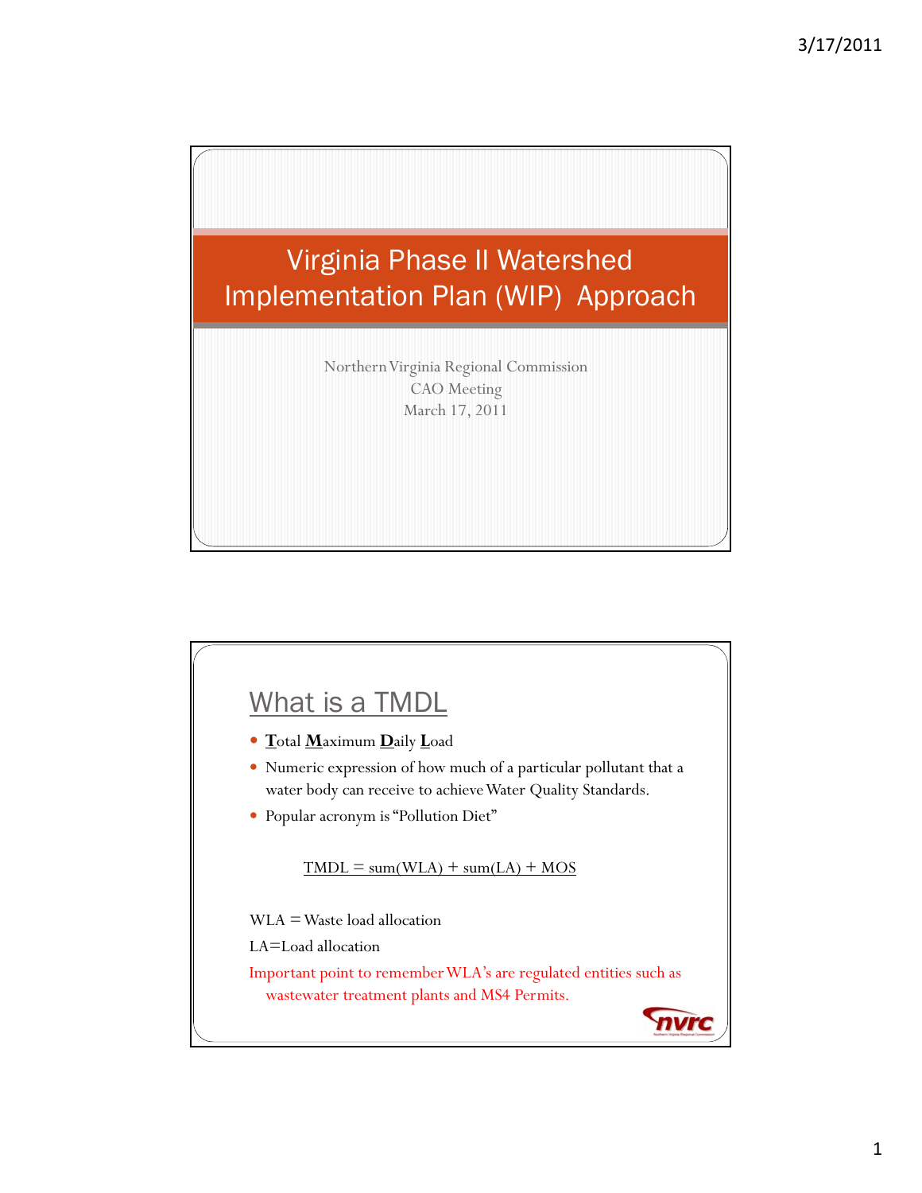# Virginia Phase II Watershed Implementation Plan (WIP) Approach

Northern Virginia Regional Commission
CAO Meeting
March 17, 2011

## What is a TMDL

- **T**otal **M**aximum **D**aily **L**oad
- Numeric expression of how much of a particular pollutant that a water body can receive to achieve Water Quality Standards.
- Popular acronym is "Pollution Diet"

$$\text{TMDL} = \text{sum(WLA)} + \text{sum(LA)} + \text{MOS}$$

WLA = Waste load allocation

LA=Load allocation

Important point to remember WLA's are regulated entities such as wastewater treatment plants and MS4 Permits.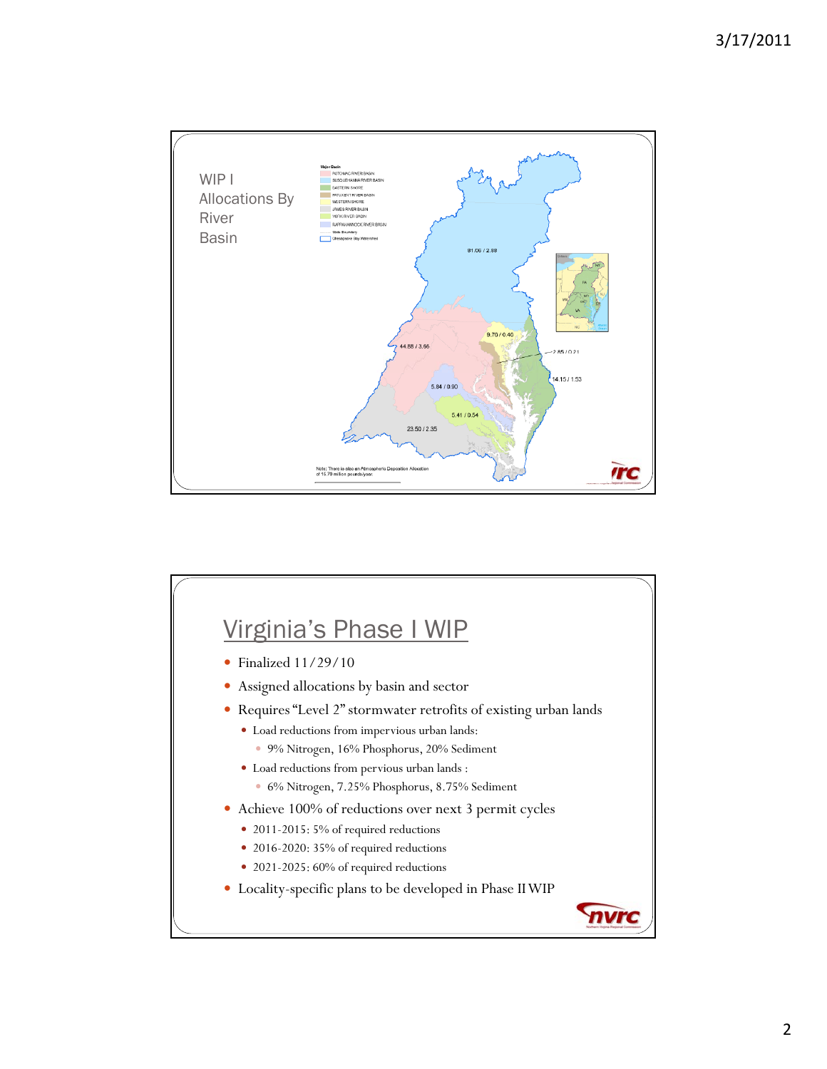WIP I Allocations By River Basin

Major Basin
- POTOMAC RIVER BASIN
- SUSQUEHANNA RIVER BASIN
- EASTERN SHORE
- PATUXENT RIVER BASIN
- WESTERN SHORE
- JAMES RIVER BASIN
- YORK RIVER BASIN
- RAPPAHANNOCK RIVER BASIN
- State Boundary
- Chesapeake Bay Watershed

81.06 / 2.88

9.70 / 0.40

44.88 / 3.66

2.85 / 0.21

14.15 / 1.53

5.84 / 0.90

5.41 / 0.54

23.50 / 2.35

Note: There is also an Atmospheric Deposition Allocation of 15.70 million pounds/year.

## Virginia's Phase I WIP

- Finalized 11/29/10
- Assigned allocations by basin and sector
- Requires "Level 2" stormwater retrofits of existing urban lands
  - Load reductions from impervious urban lands:
    - 9% Nitrogen, 16% Phosphorus, 20% Sediment
  - Load reductions from pervious urban lands :
    - 6% Nitrogen, 7.25% Phosphorus, 8.75% Sediment
- Achieve 100% of reductions over next 3 permit cycles
  - 2011-2015: 5% of required reductions
  - 2016-2020: 35% of required reductions
  - 2021-2025: 60% of required reductions
- Locality-specific plans to be developed in Phase II WIP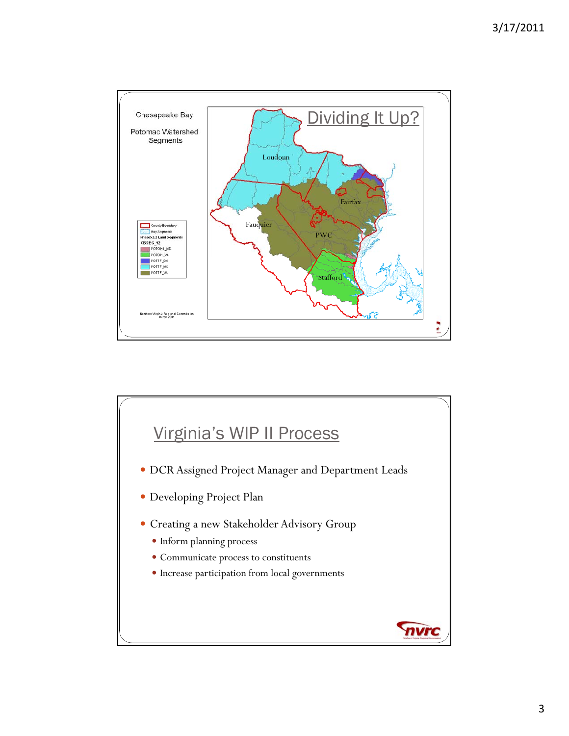## Dividing It Up?

Chesapeake Bay

Potomac Watershed Segments

- County Boundary
- Bay Segments
- Phase5.3.2 Land Segments
- CBSEG_92
- POTOH1_MD
- POTOH_VA
- POTTF_DC
- POTTF_MD
- POTTF_VA

Loudoun

Fairfax

Fauquier

PWC

Stafford

Northern Virginia Regional Commission
March 2011

## Virginia's WIP II Process

- DCR Assigned Project Manager and Department Leads
- Developing Project Plan
- Creating a new Stakeholder Advisory Group
  - Inform planning process
  - Communicate process to constituents
  - Increase participation from local governments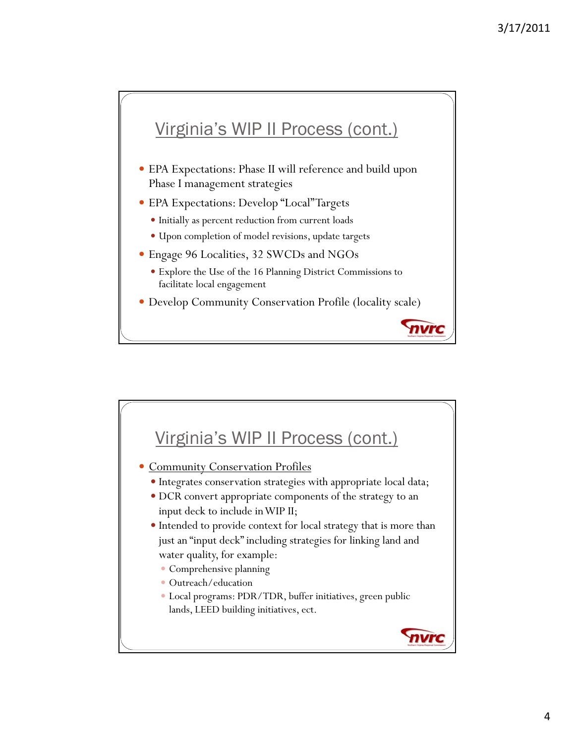## Virginia's WIP II Process (cont.)

- EPA Expectations: Phase II will reference and build upon Phase I management strategies
- EPA Expectations: Develop "Local"Targets
  - Initially as percent reduction from current loads
  - Upon completion of model revisions, update targets
- Engage 96 Localities, 32 SWCDs and NGOs
  - Explore the Use of the 16 Planning District Commissions to facilitate local engagement
- Develop Community Conservation Profile (locality scale)

## Virginia's WIP II Process (cont.)

- Community Conservation Profiles
  - Integrates conservation strategies with appropriate local data;
  - DCR convert appropriate components of the strategy to an input deck to include in WIP II;
  - Intended to provide context for local strategy that is more than just an "input deck" including strategies for linking land and water quality, for example:
    - Comprehensive planning
    - Outreach/education
    - Local programs: PDR/TDR, buffer initiatives, green public lands, LEED building initiatives, ect.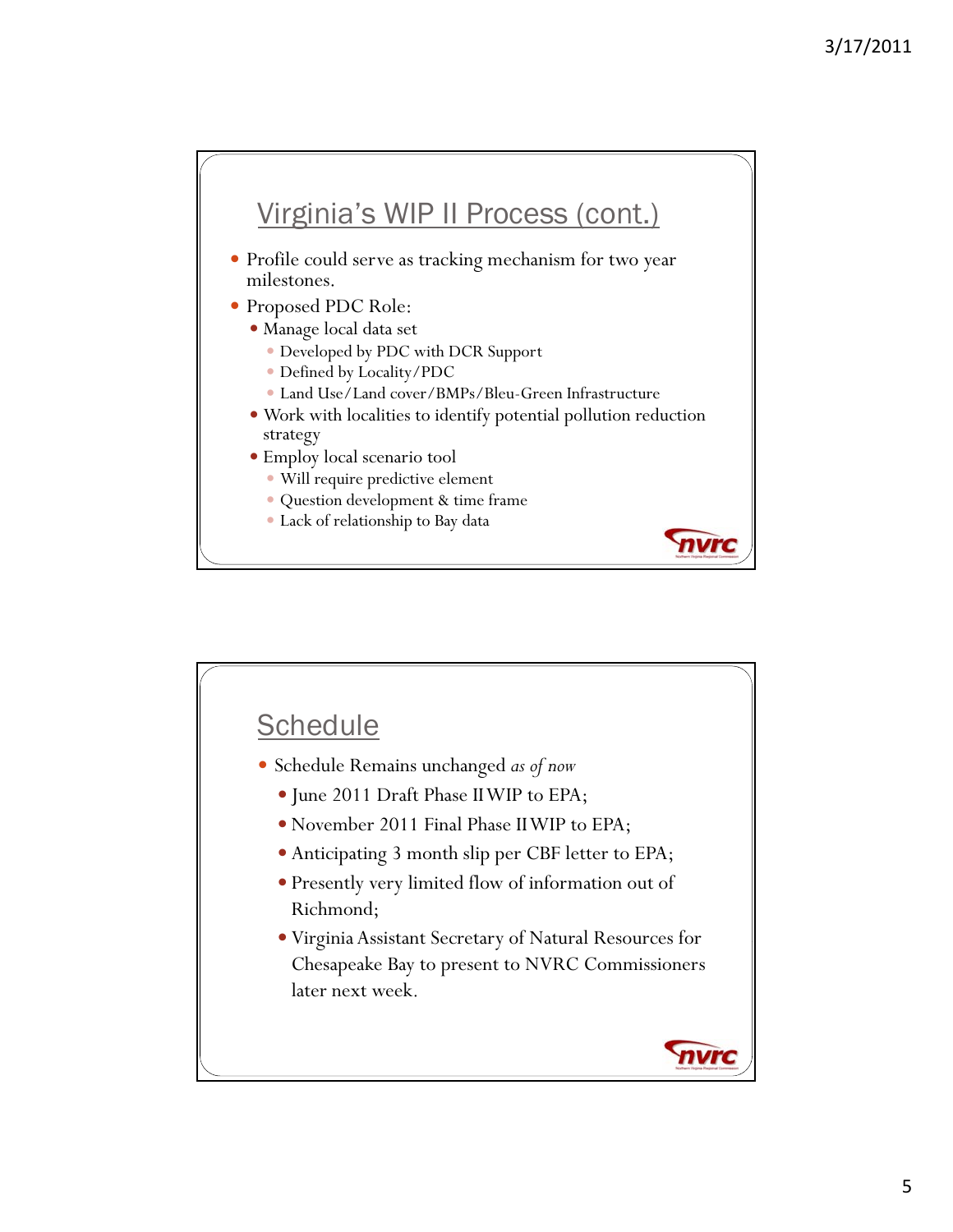## Virginia's WIP II Process (cont.)

- Profile could serve as tracking mechanism for two year milestones.
- Proposed PDC Role:
  - Manage local data set
    - Developed by PDC with DCR Support
    - Defined by Locality/PDC
    - Land Use/Land cover/BMPs/Bleu-Green Infrastructure
  - Work with localities to identify potential pollution reduction strategy
  - Employ local scenario tool
    - Will require predictive element
    - Question development & time frame
    - Lack of relationship to Bay data

## Schedule

- Schedule Remains unchanged *as of now*
  - June 2011 Draft Phase II WIP to EPA;
  - November 2011 Final Phase II WIP to EPA;
  - Anticipating 3 month slip per CBF letter to EPA;
  - Presently very limited flow of information out of Richmond;
  - Virginia Assistant Secretary of Natural Resources for Chesapeake Bay to present to NVRC Commissioners later next week.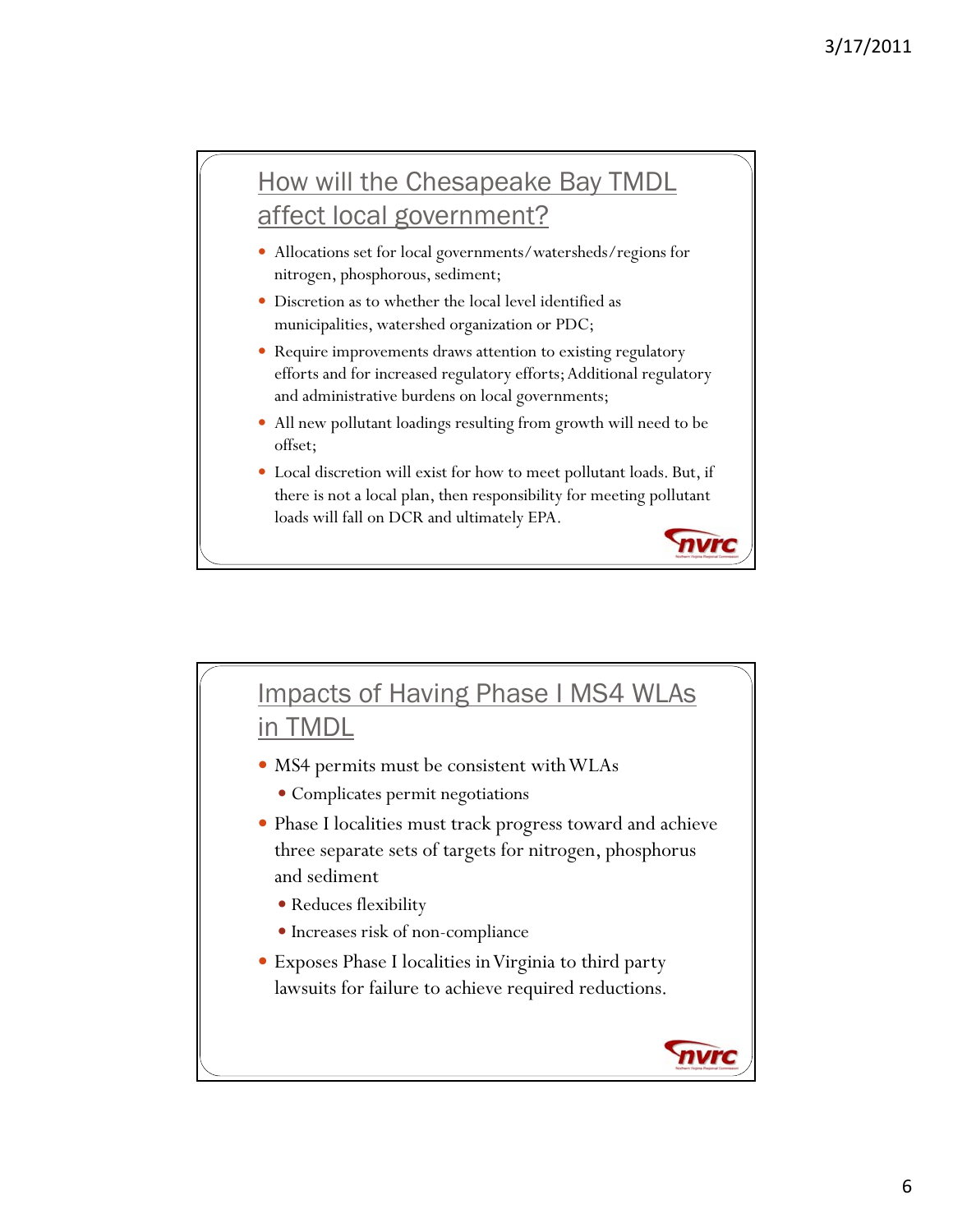## How will the Chesapeake Bay TMDL affect local government?

- Allocations set for local governments/watersheds/regions for nitrogen, phosphorous, sediment;
- Discretion as to whether the local level identified as municipalities, watershed organization or PDC;
- Require improvements draws attention to existing regulatory efforts and for increased regulatory efforts; Additional regulatory and administrative burdens on local governments;
- All new pollutant loadings resulting from growth will need to be offset;
- Local discretion will exist for how to meet pollutant loads. But, if there is not a local plan, then responsibility for meeting pollutant loads will fall on DCR and ultimately EPA.

## Impacts of Having Phase I MS4 WLAs in TMDL

- MS4 permits must be consistent with WLAs
  - Complicates permit negotiations
- Phase I localities must track progress toward and achieve three separate sets of targets for nitrogen, phosphorus and sediment
  - Reduces flexibility
  - Increases risk of non-compliance
- Exposes Phase I localities in Virginia to third party lawsuits for failure to achieve required reductions.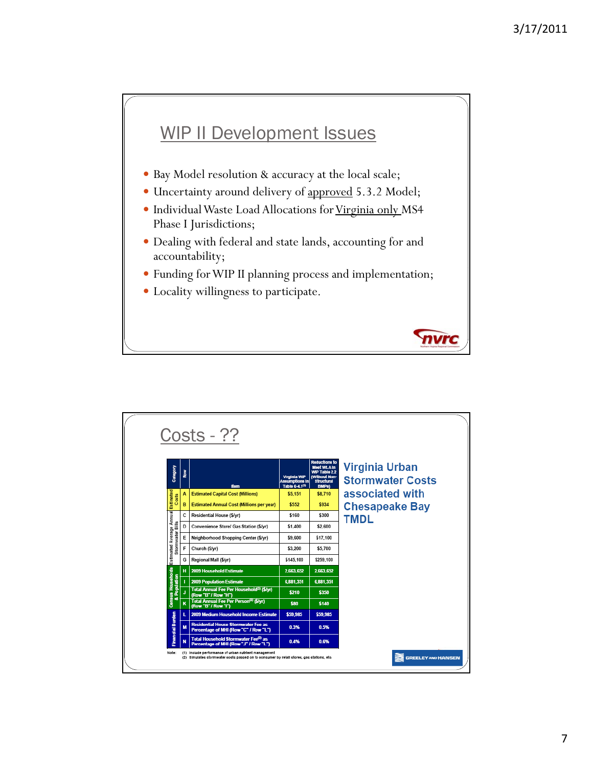## WIP II Development Issues

- Bay Model resolution & accuracy at the local scale;
- Uncertainty around delivery of approved 5.3.2 Model;
- Individual Waste Load Allocations for Virginia only MS4 Phase I Jurisdictions;
- Dealing with federal and state lands, accounting for and accountability;
- Funding for WIP II planning process and implementation;
- Locality willingness to participate.

## Costs - ??

**Virginia Urban Stormwater Costs associated with Chesapeake Bay TMDL**

| Category | Row | Item | Virginia WIP Assumptions in Table 6-4.1[1] | Reductions to Meet WLA in WIP Table 2.2 (Without Non-Structural BMPs) |
|---|---|---|---|---|
| Estimated Costs | A | Estimated Capital Cost (Millions) | $5,151 | $8,710 |
| | B | Estimated Annual Cost (Millions per year) | $552 | $934 |
| Estimated Average Annual Stormwater Bills | C | Residential House ($/yr) | $160 | $300 |
| | D | Convenience Store/ Gas Station ($/yr) | $1,400 | $2,600 |
| | E | Neighborhood Shopping Center ($/yr) | $9,600 | $17,100 |
| | F | Church ($/yr) | $3,200 | $5,700 |
| | G | Regional Mall ($/yr) | $145,100 | $259,100 |
| Census Households & Population | H | 2009 Household Estimate | 2,663,652 | 2,663,652 |
| | I | 2009 Population Estimate | 6,881,351 | 6,881,351 |
| | J | Total Annual Fee Per Household[2] ($/yr) (Row "B" / Row "H") | $210 | $350 |
| | K | Total Annual Fee Per Person[2] ($/yr) (Row "B" / Row "I") | $80 | $140 |
| Financial Burden | L | 2009 Medium Household Income Estimate | $59,985 | $59,985 |
| | M | Residential House Stormwater Fee as Percentage of MHI (Row "C" / Row "L") | 0.3% | 0.5% |
| | N | Total Household Stormwater Fee[2] as Percentage of MHI (Row "J" / Row "L") | 0.4% | 0.6% |

Note: (1) Include performance of urban nutrient management
(2) Simulates stormwater costs passed on to consumer by retail stores, gas stations, etc.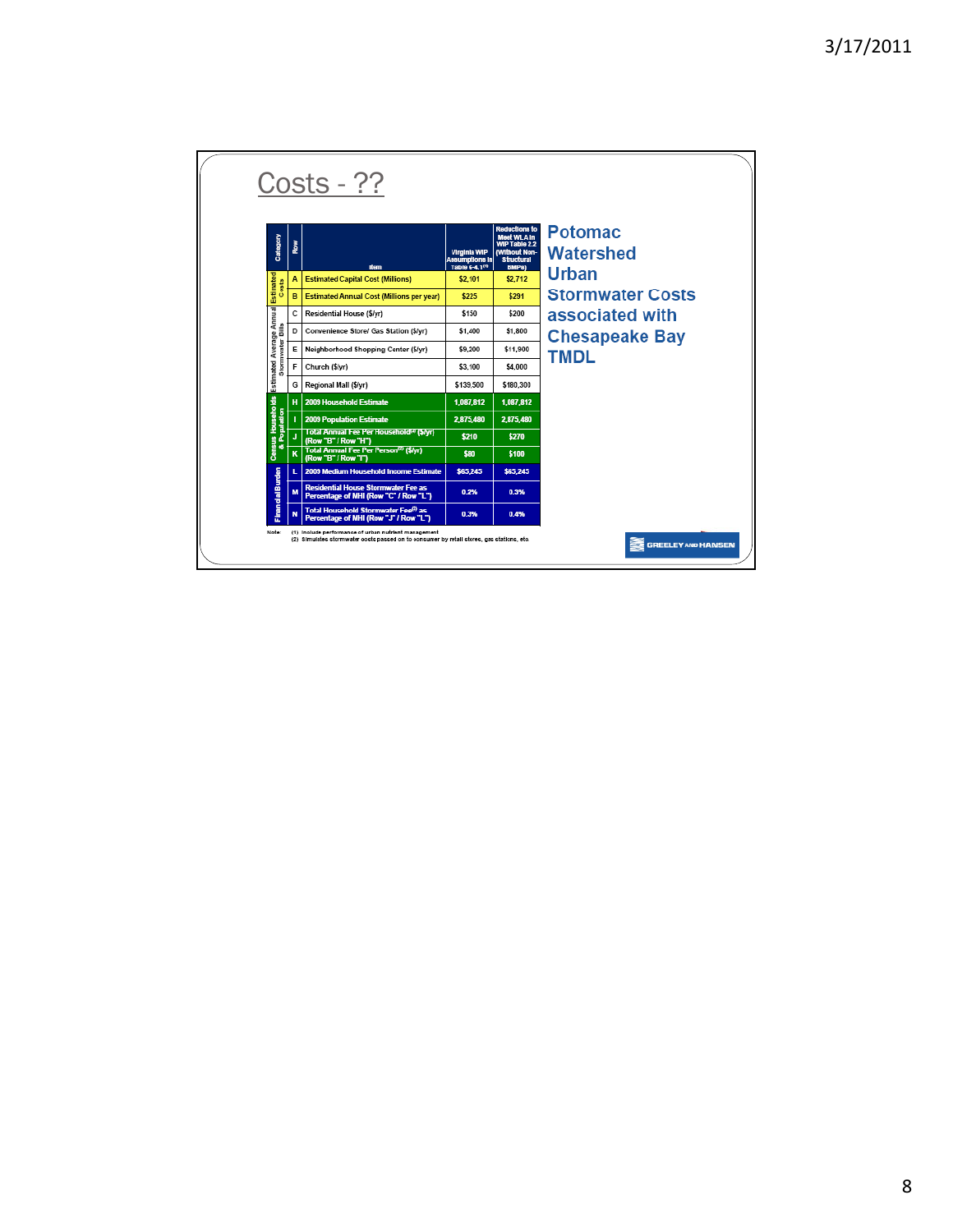# Costs - ??

| Category | Row | Item | Virginia WIP Assumptions in Table 6-4.1[1] | Reductions to Meet WLA in WIP Table 2.2 (Without Non-Structural BMPs) |
|---|---|---|---|---|
| Estimated Costs | A | Estimated Capital Cost (Millions) | $2,101 | $2,712 |
| | B | Estimated Annual Cost (Millions per year) | $225 | $291 |
| Estimated Average Annual Stormwater Bills | C | Residential House ($/yr) | $150 | $200 |
| | D | Convenience Store/ Gas Station ($/yr) | $1,400 | $1,800 |
| | E | Neighborhood Shopping Center ($/yr) | $9,200 | $11,900 |
| | F | Church ($/yr) | $3,100 | $4,000 |
| | G | Regional Mall ($/yr) | $139,500 | $180,300 |
| Census Households & Population | H | 2009 Household Estimate | 1,067,812 | 1,067,812 |
| | I | 2009 Population Estimate | 2,875,480 | 2,875,480 |
| | J | Total Annual Fee Per Household[2] ($/yr) (Row "B" / Row "H") | $210 | $270 |
| | K | Total Annual Fee Per Person[2] ($/yr) (Row "B" / Row "I") | $80 | $100 |
| Financial Burden | L | 2009 Medium Household Income Estimate | $65,245 | $65,245 |
| | M | Residential House Stormwater Fee as Percentage of MHI (Row "C" / Row "L") | 0.2% | 0.3% |
| | N | Total Household Stormwater Fee[2] as Percentage of MHI (Row "J" / Row "L") | 0.3% | 0.4% |

Note: (1) Include performance of urban nutrient management
(2) Simulates stormwater costs passed on to consumer by retail stores, gas stations, etc.

**Potomac Watershed Urban Stormwater Costs associated with Chesapeake Bay TMDL**

GREELEY AND HANSEN